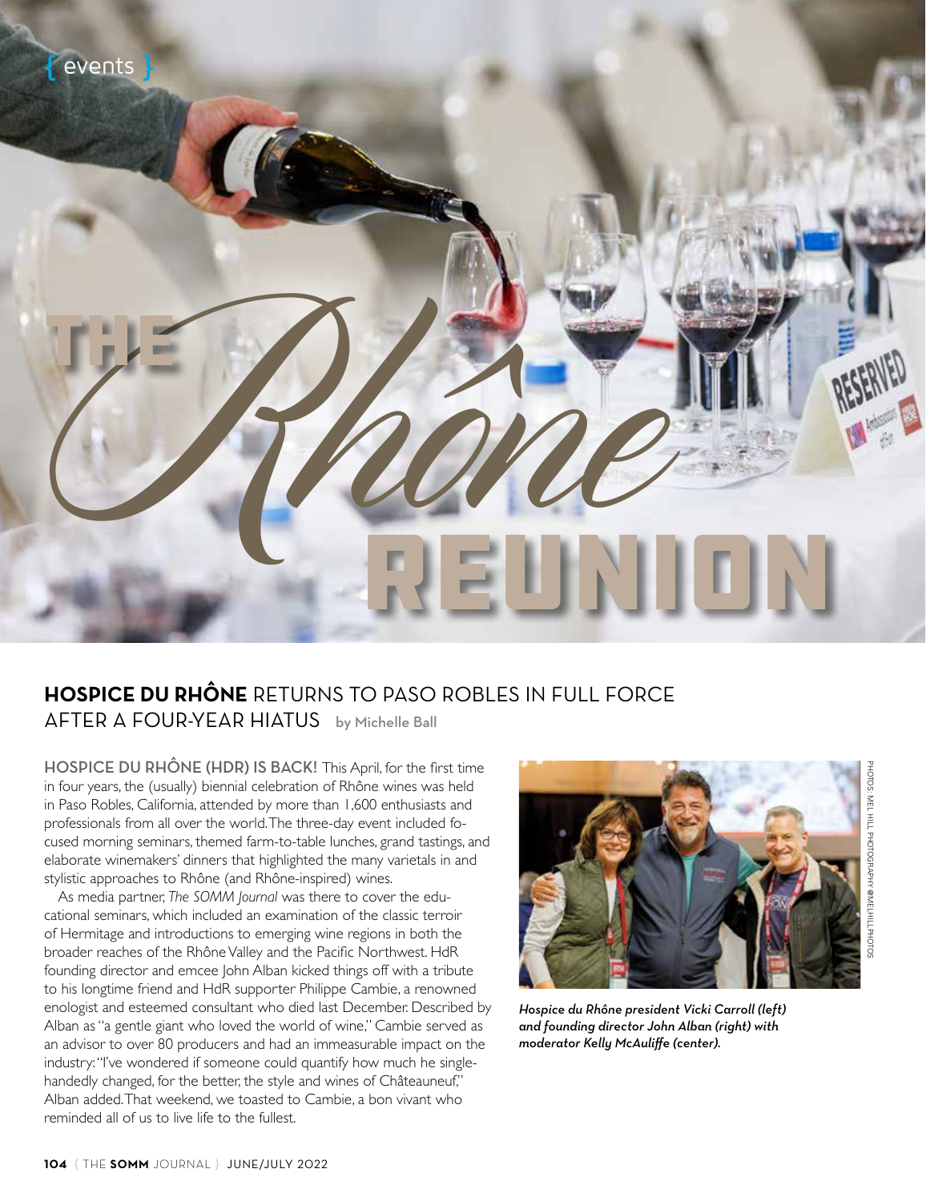{ events }

# THE *Rhône* REUNION

## **HOSPICE DU RHÔNE** RETURNS TO PASO ROBLES IN FULL FORCE AFTER A FOUR-YEAR HIATUS

by Michelle Ball

**HOSPICE DU RHÔNE (HDR) IS BACK!** This April, for the first time in four years, the (usually) biennial celebration of Rhône wines was held in Paso Robles, California, attended by more than 1,600 enthusiasts and professionals from all over the world. The three-day event included focused morning seminars, themed farm-to-table lunches, grand tastings, and elaborate winemakers' dinners that highlighted the many varietals in and stylistic approaches to Rhône (and Rhône-inspired) wines.

As media partner, *The SOMM Journal* was there to cover the educational seminars, which included an examination of the classic terroir of Hermitage and introductions to emerging wine regions in both the broader reaches of the Rhône Valley and the Pacific Northwest. HdR founding director and emcee John Alban kicked things off with a tribute to his longtime friend and HdR supporter Philippe Cambie, a renowned enologist and esteemed consultant who died last December. Described by Alban as "a gentle giant who loved the world of wine," Cambie served as an advisor to over 80 producers and had an immeasurable impact on the industry: "I've wondered if someone could quantify how much he single-handedly changed, for the better, the style and wines of Châteauneuf," Alban added. That weekend, we toasted to Cambie, a bon vivant who reminded all of us to live life to the fullest.

*Hospice du Rhône president Vicki Carroll (left) and founding director John Alban (right) with moderator Kelly McAuliffe (center).*

PHOTOS: MEL HILL PHOTOGRAPHY @MELHILLPHOTOS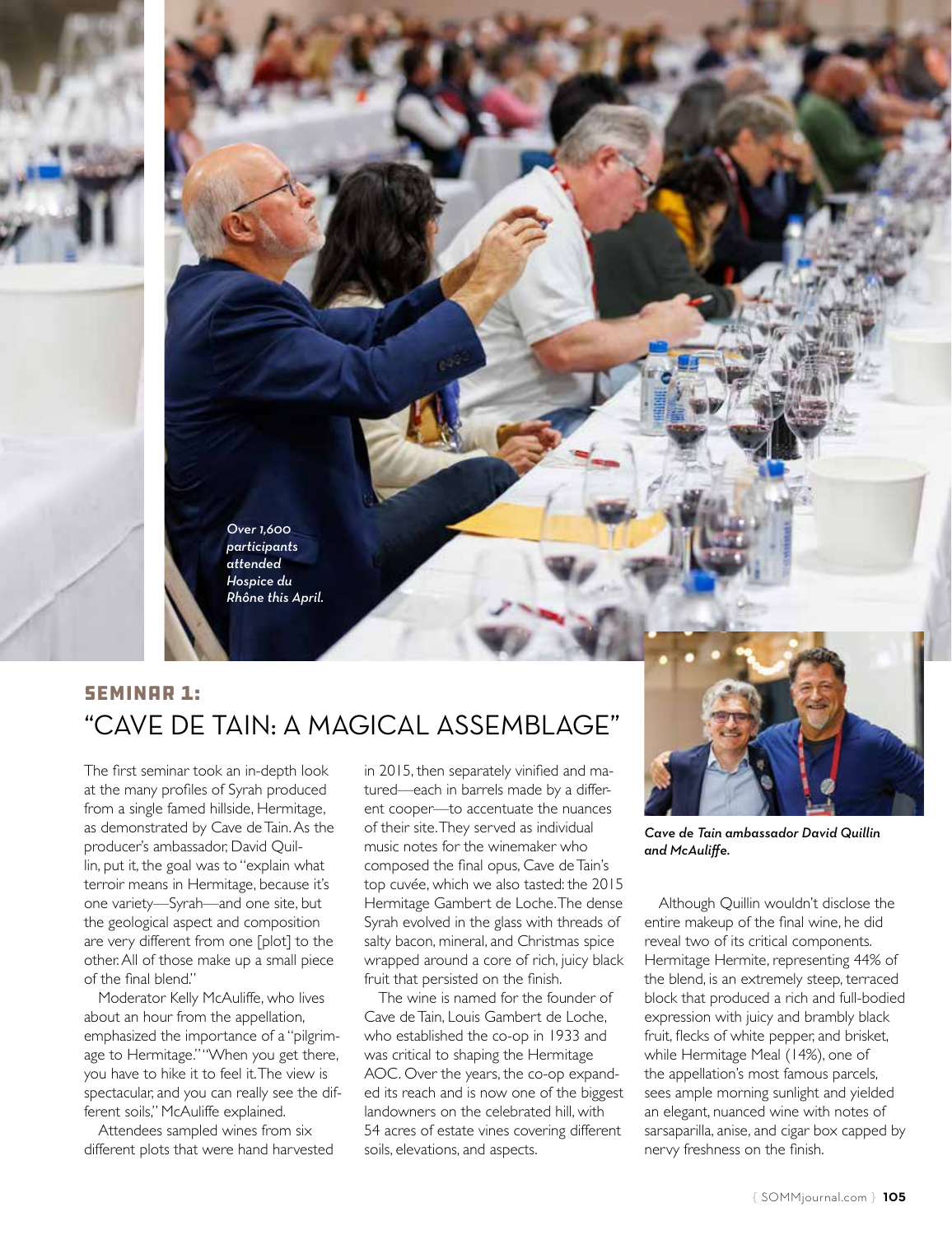*Over 1,600 participants attended Hospice du Rhône this April.*

## SEMINAR 1:
# "CAVE DE TAIN: A MAGICAL ASSEMBLAGE"

The first seminar took an in-depth look at the many profiles of Syrah produced from a single famed hillside, Hermitage, as demonstrated by Cave de Tain. As the producer's ambassador, David Quillin, put it, the goal was to "explain what terroir means in Hermitage, because it's one variety—Syrah—and one site, but the geological aspect and composition are very different from one [plot] to the other. All of those make up a small piece of the final blend."

Moderator Kelly McAuliffe, who lives about an hour from the appellation, emphasized the importance of a "pilgrimage to Hermitage." "When you get there, you have to hike it to feel it. The view is spectacular, and you can really see the different soils," McAuliffe explained.

Attendees sampled wines from six different plots that were hand harvested in 2015, then separately vinified and matured—each in barrels made by a different cooper—to accentuate the nuances of their site. They served as individual music notes for the winemaker who composed the final opus, Cave de Tain's top cuvée, which we also tasted: the 2015 Hermitage Gambert de Loche. The dense Syrah evolved in the glass with threads of salty bacon, mineral, and Christmas spice wrapped around a core of rich, juicy black fruit that persisted on the finish.

The wine is named for the founder of Cave de Tain, Louis Gambert de Loche, who established the co-op in 1933 and was critical to shaping the Hermitage AOC. Over the years, the co-op expanded its reach and is now one of the biggest landowners on the celebrated hill, with 54 acres of estate vines covering different soils, elevations, and aspects.

*Cave de Tain ambassador David Quillin and McAuliffe.*

Although Quillin wouldn't disclose the entire makeup of the final wine, he did reveal two of its critical components. Hermitage Hermite, representing 44% of the blend, is an extremely steep, terraced block that produced a rich and full-bodied expression with juicy and brambly black fruit, flecks of white pepper, and brisket, while Hermitage Meal (14%), one of the appellation's most famous parcels, sees ample morning sunlight and yielded an elegant, nuanced wine with notes of sarsaparilla, anise, and cigar box capped by nervy freshness on the finish.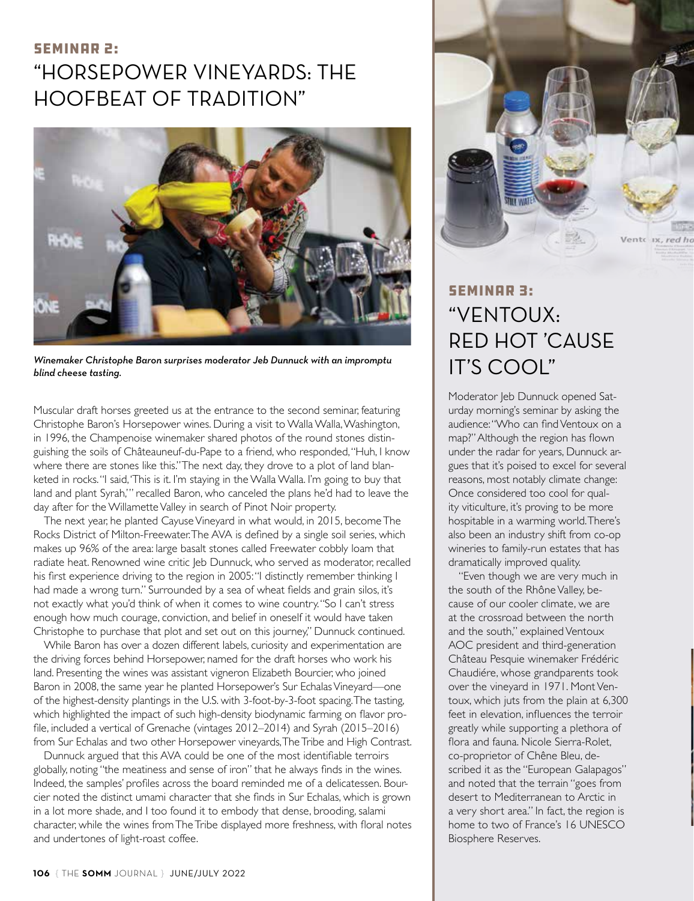## SEMINAR 2:
# "HORSEPOWER VINEYARDS: THE HOOFBEAT OF TRADITION"

*Winemaker Christophe Baron surprises moderator Jeb Dunnuck with an impromptu blind cheese tasting.*

Muscular draft horses greeted us at the entrance to the second seminar, featuring Christophe Baron's Horsepower wines. During a visit to Walla Walla, Washington, in 1996, the Champenoise winemaker shared photos of the round stones distinguishing the soils of Châteauneuf-du-Pape to a friend, who responded, "Huh, I know where there are stones like this." The next day, they drove to a plot of land blanketed in rocks. "I said, 'This is it. I'm staying in the Walla Walla. I'm going to buy that land and plant Syrah,'" recalled Baron, who canceled the plans he'd had to leave the day after for the Willamette Valley in search of Pinot Noir property.

The next year, he planted Cayuse Vineyard in what would, in 2015, become The Rocks District of Milton-Freewater. The AVA is defined by a single soil series, which makes up 96% of the area: large basalt stones called Freewater cobbly loam that radiate heat. Renowned wine critic Jeb Dunnuck, who served as moderator, recalled his first experience driving to the region in 2005: "I distinctly remember thinking I had made a wrong turn." Surrounded by a sea of wheat fields and grain silos, it's not exactly what you'd think of when it comes to wine country. "So I can't stress enough how much courage, conviction, and belief in oneself it would have taken Christophe to purchase that plot and set out on this journey," Dunnuck continued.

While Baron has over a dozen different labels, curiosity and experimentation are the driving forces behind Horsepower, named for the draft horses who work his land. Presenting the wines was assistant vigneron Elizabeth Bourcier, who joined Baron in 2008, the same year he planted Horsepower's Sur Echalas Vineyard—one of the highest-density plantings in the U.S. with 3-foot-by-3-foot spacing. The tasting, which highlighted the impact of such high-density biodynamic farming on flavor profile, included a vertical of Grenache (vintages 2012–2014) and Syrah (2015–2016) from Sur Echalas and two other Horsepower vineyards, The Tribe and High Contrast.

Dunnuck argued that this AVA could be one of the most identifiable terroirs globally, noting "the meatiness and sense of iron" that he always finds in the wines. Indeed, the samples' profiles across the board reminded me of a delicatessen. Bourcier noted the distinct umami character that she finds in Sur Echalas, which is grown in a lot more shade, and I too found it to embody that dense, brooding, salami character, while the wines from The Tribe displayed more freshness, with floral notes and undertones of light-roast coffee.

## SEMINAR 3:
# "VENTOUX: RED HOT 'CAUSE IT'S COOL"

Moderator Jeb Dunnuck opened Saturday morning's seminar by asking the audience: "Who can find Ventoux on a map?" Although the region has flown under the radar for years, Dunnuck argues that it's poised to excel for several reasons, most notably climate change: Once considered too cool for quality viticulture, it's proving to be more hospitable in a warming world. There's also been an industry shift from co-op wineries to family-run estates that has dramatically improved quality.

"Even though we are very much in the south of the Rhône Valley, because of our cooler climate, we are at the crossroad between the north and the south," explained Ventoux AOC president and third-generation Château Pesquie winemaker Frédéric Chaudiére, whose grandparents took over the vineyard in 1971. Mont Ventoux, which juts from the plain at 6,300 feet in elevation, influences the terroir greatly while supporting a plethora of flora and fauna. Nicole Sierra-Rolet, co-proprietor of Chêne Bleu, described it as the "European Galapagos" and noted that the terrain "goes from desert to Mediterranean to Arctic in a very short area." In fact, the region is home to two of France's 16 UNESCO Biosphere Reserves.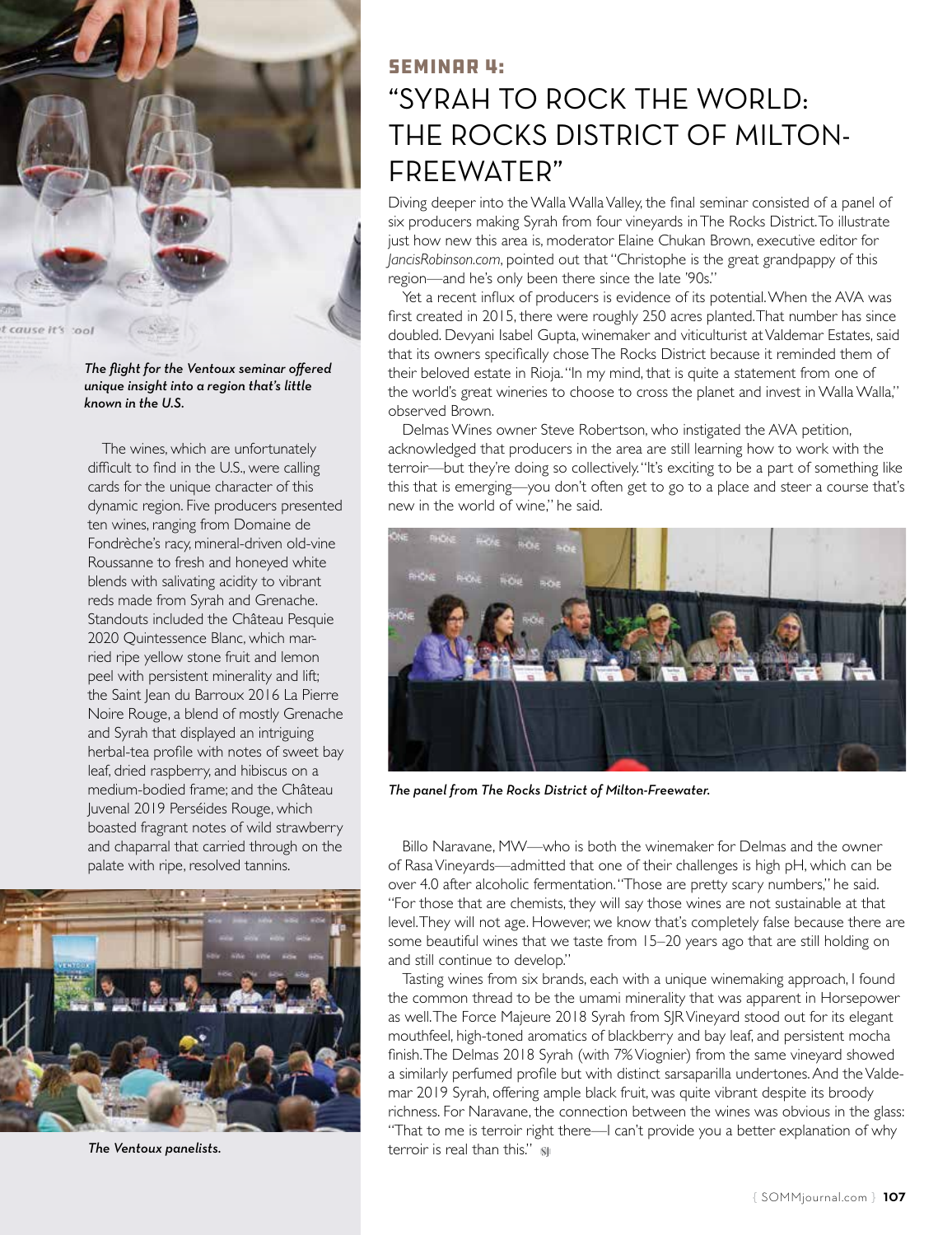*The flight for the Ventoux seminar offered unique insight into a region that's little known in the U.S.*

The wines, which are unfortunately difficult to find in the U.S., were calling cards for the unique character of this dynamic region. Five producers presented ten wines, ranging from Domaine de Fondrèche's racy, mineral-driven old-vine Roussanne to fresh and honeyed white blends with salivating acidity to vibrant reds made from Syrah and Grenache. Standouts included the Château Pesquie 2020 Quintessence Blanc, which married ripe yellow stone fruit and lemon peel with persistent minerality and lift; the Saint Jean du Barroux 2016 La Pierre Noire Rouge, a blend of mostly Grenache and Syrah that displayed an intriguing herbal-tea profile with notes of sweet bay leaf, dried raspberry, and hibiscus on a medium-bodied frame; and the Château Juvenal 2019 Perséides Rouge, which boasted fragrant notes of wild strawberry and chaparral that carried through on the palate with ripe, resolved tannins.

*The Ventoux panelists.*

## SEMINAR 4:

# "SYRAH TO ROCK THE WORLD: THE ROCKS DISTRICT OF MILTON-FREEWATER"

Diving deeper into the Walla Walla Valley, the final seminar consisted of a panel of six producers making Syrah from four vineyards in The Rocks District. To illustrate just how new this area is, moderator Elaine Chukan Brown, executive editor for *JancisRobinson.com*, pointed out that "Christophe is the great grandpappy of this region—and he's only been there since the late '90s."

Yet a recent influx of producers is evidence of its potential. When the AVA was first created in 2015, there were roughly 250 acres planted. That number has since doubled. Devyani Isabel Gupta, winemaker and viticulturist at Valdemar Estates, said that its owners specifically chose The Rocks District because it reminded them of their beloved estate in Rioja. "In my mind, that is quite a statement from one of the world's great wineries to choose to cross the planet and invest in Walla Walla," observed Brown.

Delmas Wines owner Steve Robertson, who instigated the AVA petition, acknowledged that producers in the area are still learning how to work with the terroir—but they're doing so collectively. "It's exciting to be a part of something like this that is emerging—you don't often get to go to a place and steer a course that's new in the world of wine," he said.

*The panel from The Rocks District of Milton-Freewater.*

Billo Naravane, MW—who is both the winemaker for Delmas and the owner of Rasa Vineyards—admitted that one of their challenges is high pH, which can be over 4.0 after alcoholic fermentation. "Those are pretty scary numbers," he said. "For those that are chemists, they will say those wines are not sustainable at that level. They will not age. However, we know that's completely false because there are some beautiful wines that we taste from 15–20 years ago that are still holding on and still continue to develop."

Tasting wines from six brands, each with a unique winemaking approach, I found the common thread to be the umami minerality that was apparent in Horsepower as well. The Force Majeure 2018 Syrah from SJR Vineyard stood out for its elegant mouthfeel, high-toned aromatics of blackberry and bay leaf, and persistent mocha finish. The Delmas 2018 Syrah (with 7% Viognier) from the same vineyard showed a similarly perfumed profile but with distinct sarsaparilla undertones. And the Valdemar 2019 Syrah, offering ample black fruit, was quite vibrant despite its broody richness. For Naravane, the connection between the wines was obvious in the glass: "That to me is terroir right there—I can't provide you a better explanation of why terroir is real than this."